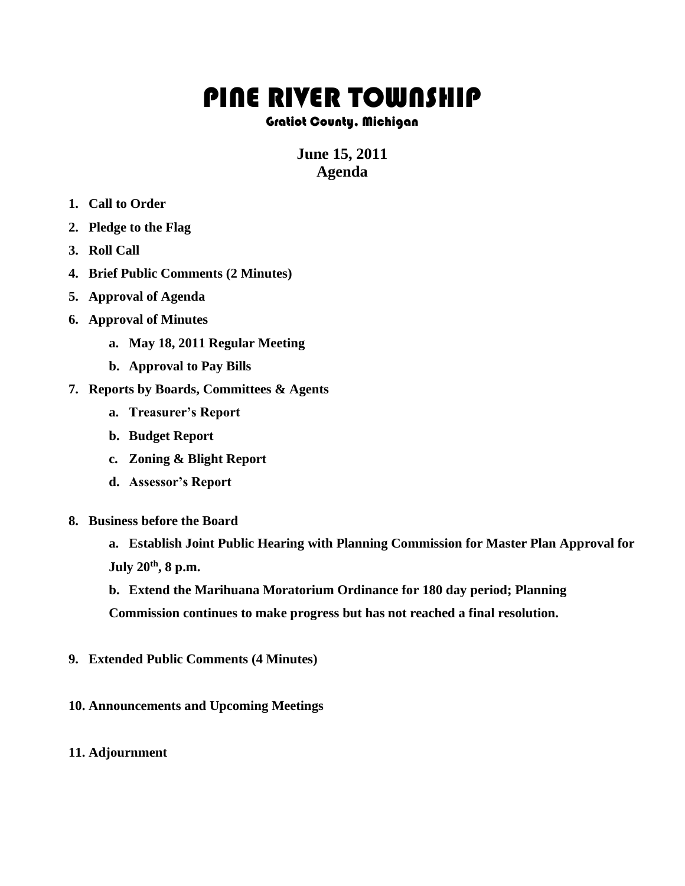# PINE RIVER TOWNSHIP

## Gratiot County, Michigan

**June 15, 2011**
**Agenda**

1. **Call to Order**
2. **Pledge to the Flag**
3. **Roll Call**
4. **Brief Public Comments (2 Minutes)**
5. **Approval of Agenda**
6. **Approval of Minutes**
   a. **May 18, 2011 Regular Meeting**
   b. **Approval to Pay Bills**
7. **Reports by Boards, Committees & Agents**
   a. **Treasurer's Report**
   b. **Budget Report**
   c. **Zoning & Blight Report**
   d. **Assessor's Report**
8. **Business before the Board**
   a. **Establish Joint Public Hearing with Planning Commission for Master Plan Approval for July 20th, 8 p.m.**
   b. **Extend the Marihuana Moratorium Ordinance for 180 day period; Planning Commission continues to make progress but has not reached a final resolution.**
9. **Extended Public Comments (4 Minutes)**
10. **Announcements and Upcoming Meetings**
11. **Adjournment**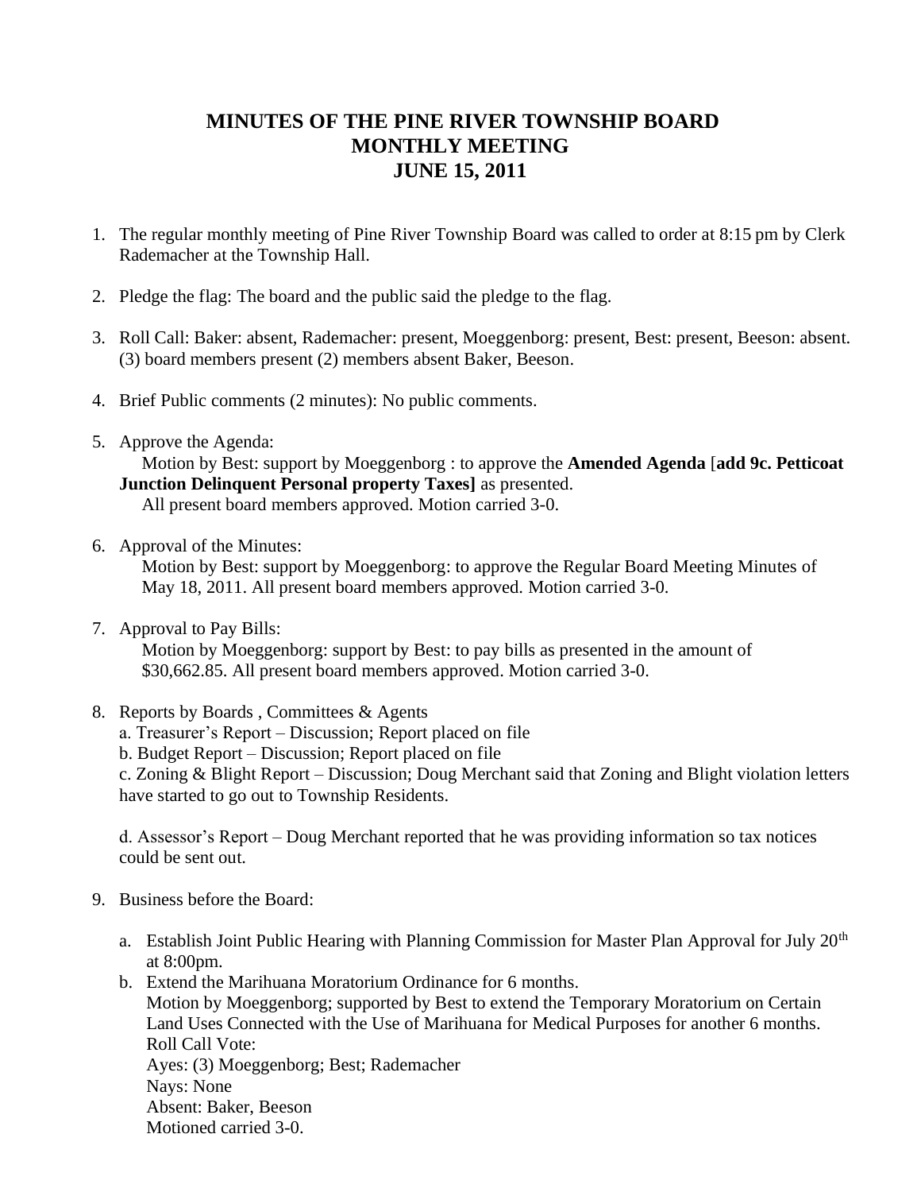# MINUTES OF THE PINE RIVER TOWNSHIP BOARD MONTHLY MEETING JUNE 15, 2011

1. The regular monthly meeting of Pine River Township Board was called to order at 8:15 pm by Clerk Rademacher at the Township Hall.

2. Pledge the flag: The board and the public said the pledge to the flag.

3. Roll Call: Baker: absent, Rademacher: present, Moeggenborg: present, Best: present, Beeson: absent. (3) board members present (2) members absent Baker, Beeson.

4. Brief Public comments (2 minutes): No public comments.

5. Approve the Agenda:
   Motion by Best: support by Moeggenborg : to approve the **Amended Agenda** [**add 9c. Petticoat Junction Delinquent Personal property Taxes]** as presented.
   All present board members approved. Motion carried 3-0.

6. Approval of the Minutes:
   Motion by Best: support by Moeggenborg: to approve the Regular Board Meeting Minutes of May 18, 2011. All present board members approved. Motion carried 3-0.

7. Approval to Pay Bills:
   Motion by Moeggenborg: support by Best: to pay bills as presented in the amount of $30,662.85. All present board members approved. Motion carried 3-0.

8. Reports by Boards , Committees & Agents
   a. Treasurer's Report – Discussion; Report placed on file
   b. Budget Report – Discussion; Report placed on file
   c. Zoning & Blight Report – Discussion; Doug Merchant said that Zoning and Blight violation letters have started to go out to Township Residents.

   d. Assessor's Report – Doug Merchant reported that he was providing information so tax notices could be sent out.

9. Business before the Board:

   a. Establish Joint Public Hearing with Planning Commission for Master Plan Approval for July 20th at 8:00pm.
   b. Extend the Marihuana Moratorium Ordinance for 6 months.
      Motion by Moeggenborg; supported by Best to extend the Temporary Moratorium on Certain Land Uses Connected with the Use of Marihuana for Medical Purposes for another 6 months.
      Roll Call Vote:
      Ayes: (3) Moeggenborg; Best; Rademacher
      Nays: None
      Absent: Baker, Beeson
      Motioned carried 3-0.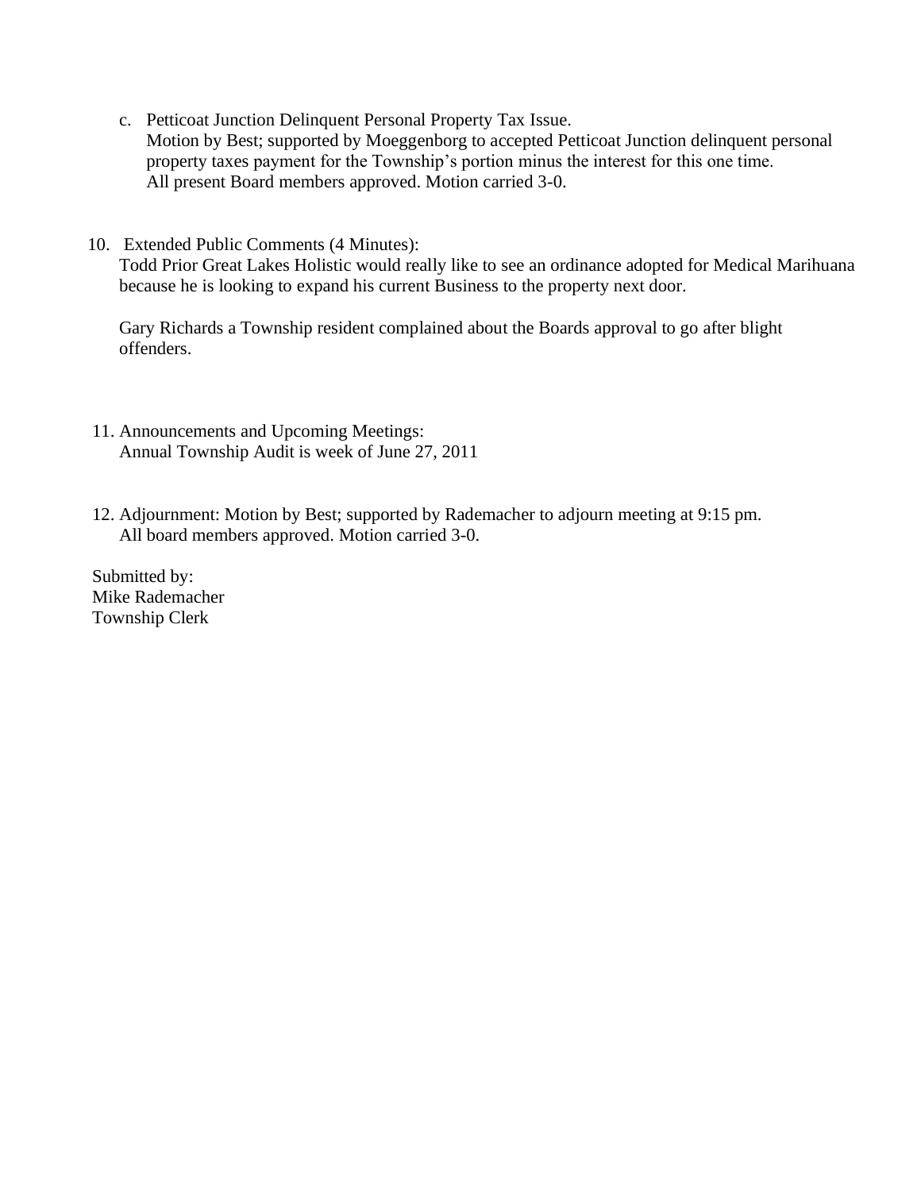c. Petticoat Junction Delinquent Personal Property Tax Issue.
   Motion by Best; supported by Moeggenborg to accepted Petticoat Junction delinquent personal property taxes payment for the Township's portion minus the interest for this one time.
   All present Board members approved. Motion carried 3-0.

10. Extended Public Comments (4 Minutes):
    Todd Prior Great Lakes Holistic would really like to see an ordinance adopted for Medical Marihuana because he is looking to expand his current Business to the property next door.

    Gary Richards a Township resident complained about the Boards approval to go after blight offenders.

11. Announcements and Upcoming Meetings:
    Annual Township Audit is week of June 27, 2011

12. Adjournment: Motion by Best; supported by Rademacher to adjourn meeting at 9:15 pm.
    All board members approved. Motion carried 3-0.

Submitted by:
Mike Rademacher
Township Clerk